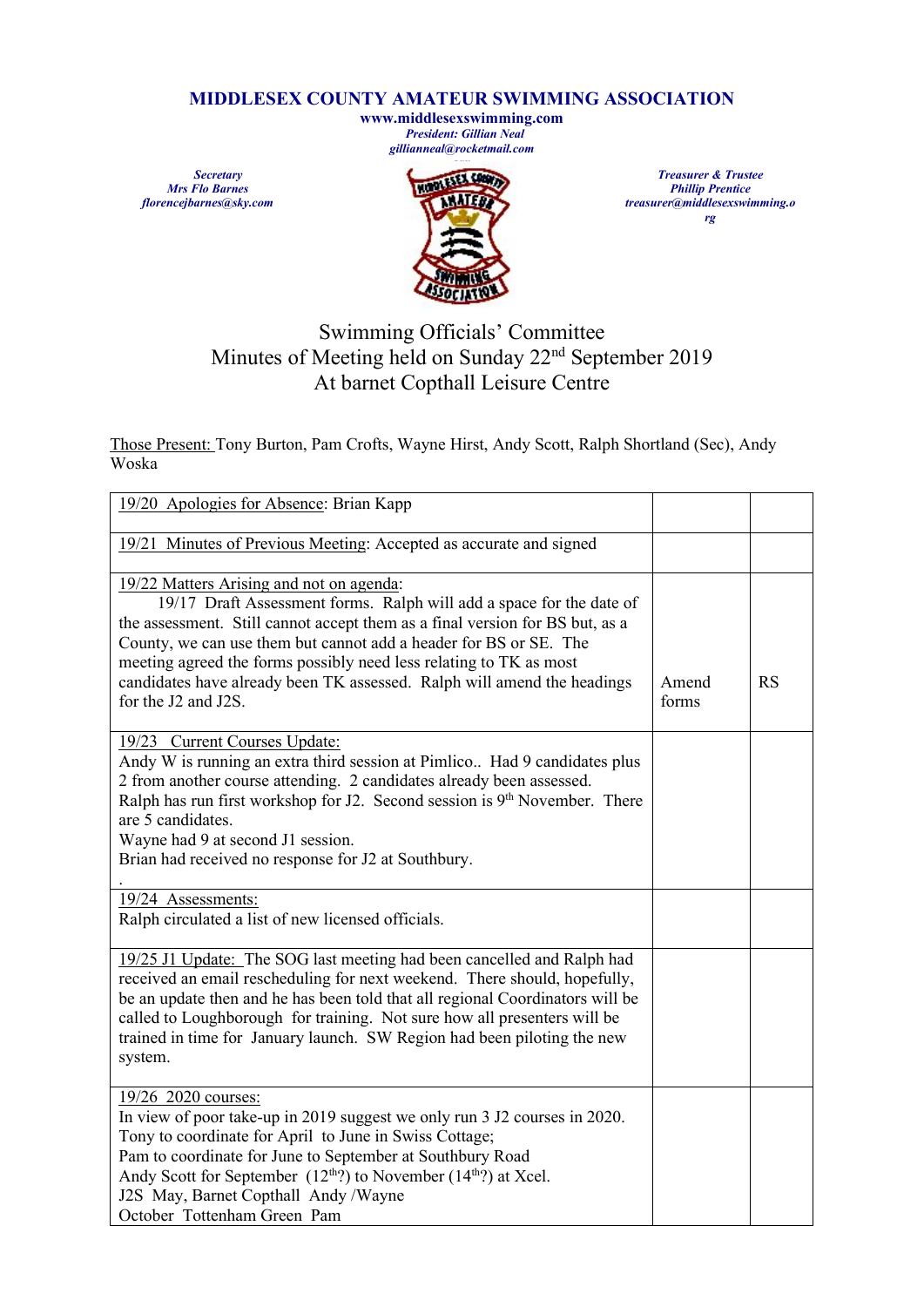# MIDDLESEX COUNTY AMATEUR SWIMMING ASSOCIATION

**www.middlesexswimming.com**
***President: Gillian Neal***
***gillianneal@rocketmail.com***

***Secretary***
***Mrs Flo Barnes***
***florencejbarnes@sky.com***

***Treasurer & Trustee***
***Phillip Prentice***
***treasurer@middlesexswimming.org***

## Swimming Officials' Committee
## Minutes of Meeting held on Sunday 22nd September 2019
## At barnet Copthall Leisure Centre

Those Present: Tony Burton, Pam Crofts, Wayne Hirst, Andy Scott, Ralph Shortland (Sec), Andy Woska

| | | |
|---|---|---|
| 19/20 Apologies for Absence: Brian Kapp | | |
| 19/21 Minutes of Previous Meeting: Accepted as accurate and signed | | |
| 19/22 Matters Arising and not on agenda:<br>19/17 Draft Assessment forms. Ralph will add a space for the date of the assessment. Still cannot accept them as a final version for BS but, as a County, we can use them but cannot add a header for BS or SE. The meeting agreed the forms possibly need less relating to TK as most candidates have already been TK assessed. Ralph will amend the headings for the J2 and J2S. | Amend forms | RS |
| 19/23 Current Courses Update:<br>Andy W is running an extra third session at Pimlico.. Had 9 candidates plus 2 from another course attending. 2 candidates already been assessed.<br>Ralph has run first workshop for J2. Second session is 9th November. There are 5 candidates.<br>Wayne had 9 at second J1 session.<br>Brian had received no response for J2 at Southbury.<br>. | | |
| 19/24 Assessments:<br>Ralph circulated a list of new licensed officials. | | |
| 19/25 J1 Update: The SOG last meeting had been cancelled and Ralph had received an email rescheduling for next weekend. There should, hopefully, be an update then and he has been told that all regional Coordinators will be called to Loughborough for training. Not sure how all presenters will be trained in time for January launch. SW Region had been piloting the new system. | | |
| 19/26 2020 courses:<br>In view of poor take-up in 2019 suggest we only run 3 J2 courses in 2020.<br>Tony to coordinate for April to June in Swiss Cottage;<br>Pam to coordinate for June to September at Southbury Road<br>Andy Scott for September (12th?) to November (14th?) at Xcel.<br>J2S May, Barnet Copthall Andy /Wayne<br>October Tottenham Green Pam | | |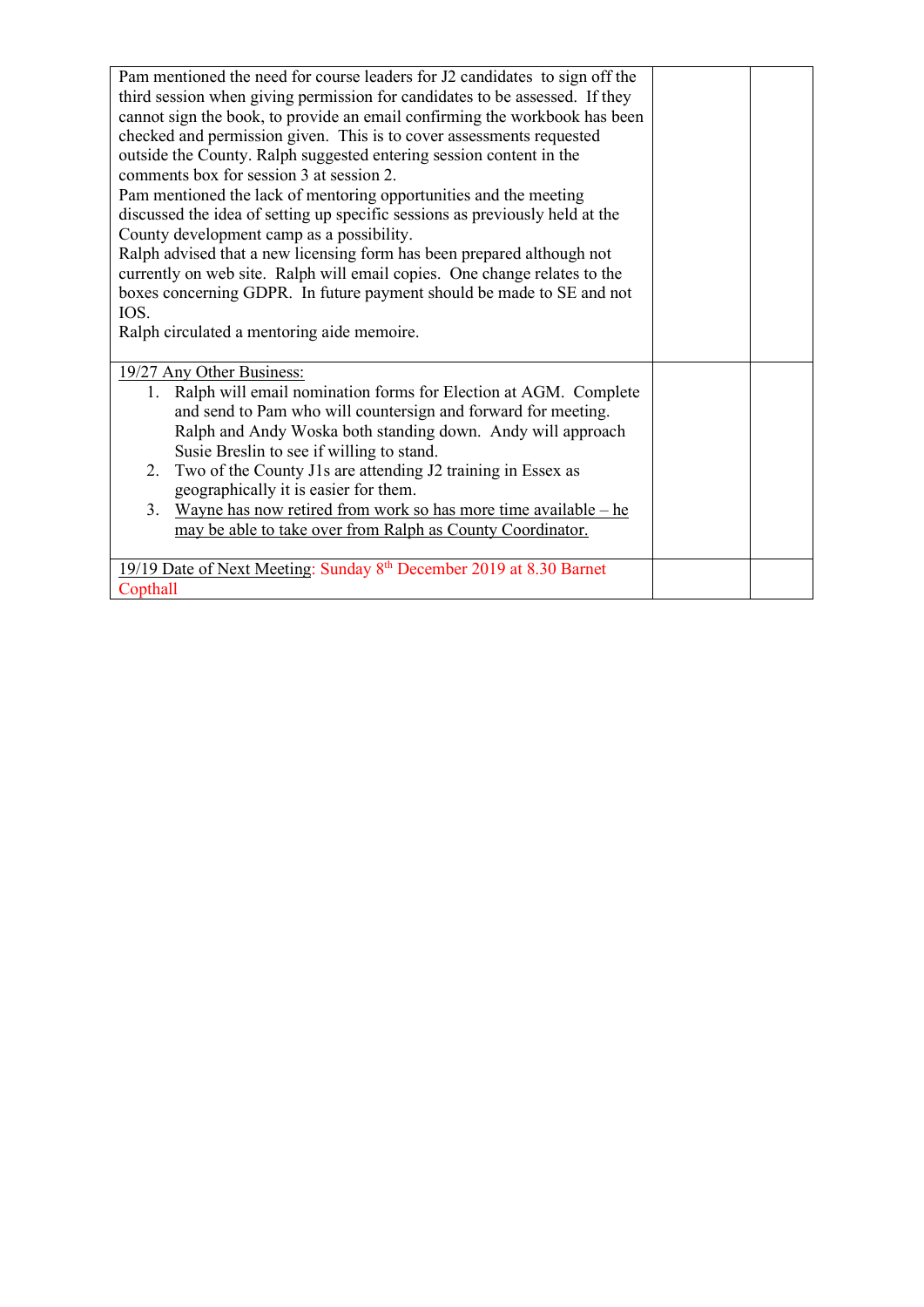| | | |
|---|---|---|
| Pam mentioned the need for course leaders for J2 candidates to sign off the third session when giving permission for candidates to be assessed. If they cannot sign the book, to provide an email confirming the workbook has been checked and permission given. This is to cover assessments requested outside the County. Ralph suggested entering session content in the comments box for session 3 at session 2.<br>Pam mentioned the lack of mentoring opportunities and the meeting discussed the idea of setting up specific sessions as previously held at the County development camp as a possibility.<br>Ralph advised that a new licensing form has been prepared although not currently on web site. Ralph will email copies. One change relates to the boxes concerning GDPR. In future payment should be made to SE and not IOS.<br>Ralph circulated a mentoring aide memoire. | | |
| <u>19/27 Any Other Business:</u><br>1. Ralph will email nomination forms for Election at AGM. Complete and send to Pam who will countersign and forward for meeting. Ralph and Andy Woska both standing down. Andy will approach Susie Breslin to see if willing to stand.<br>2. Two of the County J1s are attending J2 training in Essex as geographically it is easier for them.<br>3. <u>Wayne has now retired from work so has more time available – he may be able to take over from Ralph as County Coordinator.</u> | | |
| <u>19/19 Date of Next Meeting</u>: Sunday 8th December 2019 at 8.30 Barnet Copthall | | |